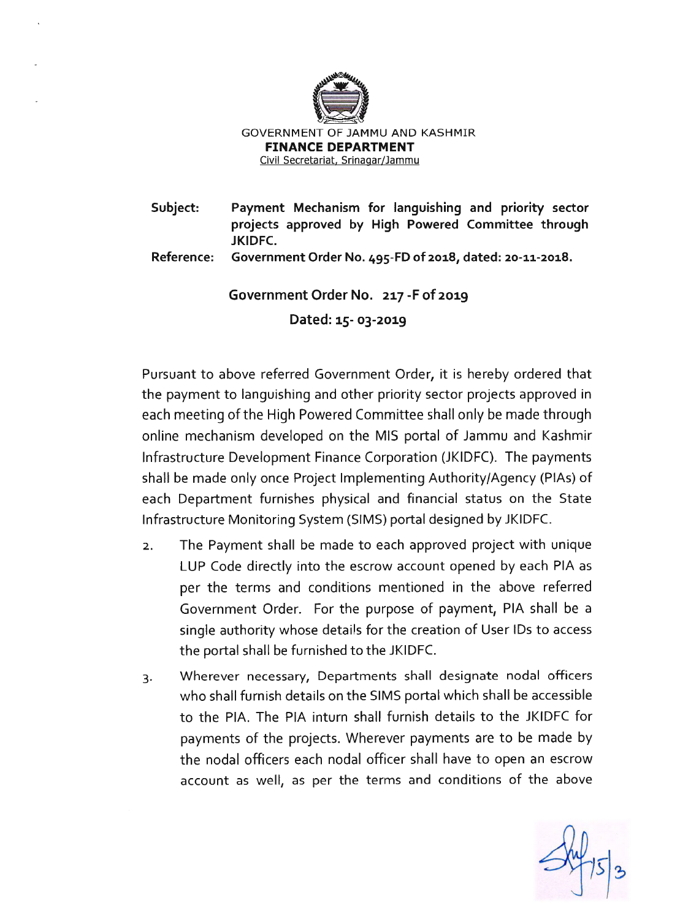GOVERNMENT OF JAMMU AND KASHMIR

**FINANCE DEPARTMENT**

Civil Secretariat, Srinagar/Jammu

**Subject:** **Payment Mechanism for languishing and priority sector projects approved by High Powered Committee through JKIDFC.**

**Reference:** **Government Order No. 495-FD of 2018, dated: 20-11-2018.**

**Government Order No. 217 -F of 2019**

**Dated: 15- 03-2019**

Pursuant to above referred Government Order, it is hereby ordered that the payment to languishing and other priority sector projects approved in each meeting of the High Powered Committee shall only be made through online mechanism developed on the MIS portal of Jammu and Kashmir Infrastructure Development Finance Corporation (JKIDFC). The payments shall be made only once Project Implementing Authority/Agency (PIAs) of each Department furnishes physical and financial status on the State Infrastructure Monitoring System (SIMS) portal designed by JKIDFC.

2. The Payment shall be made to each approved project with unique LUP Code directly into the escrow account opened by each PIA as per the terms and conditions mentioned in the above referred Government Order. For the purpose of payment, PIA shall be a single authority whose details for the creation of User IDs to access the portal shall be furnished to the JKIDFC.

3. Wherever necessary, Departments shall designate nodal officers who shall furnish details on the SIMS portal which shall be accessible to the PIA. The PIA inturn shall furnish details to the JKIDFC for payments of the projects. Wherever payments are to be made by the nodal officers each nodal officer shall have to open an escrow account as well, as per the terms and conditions of the above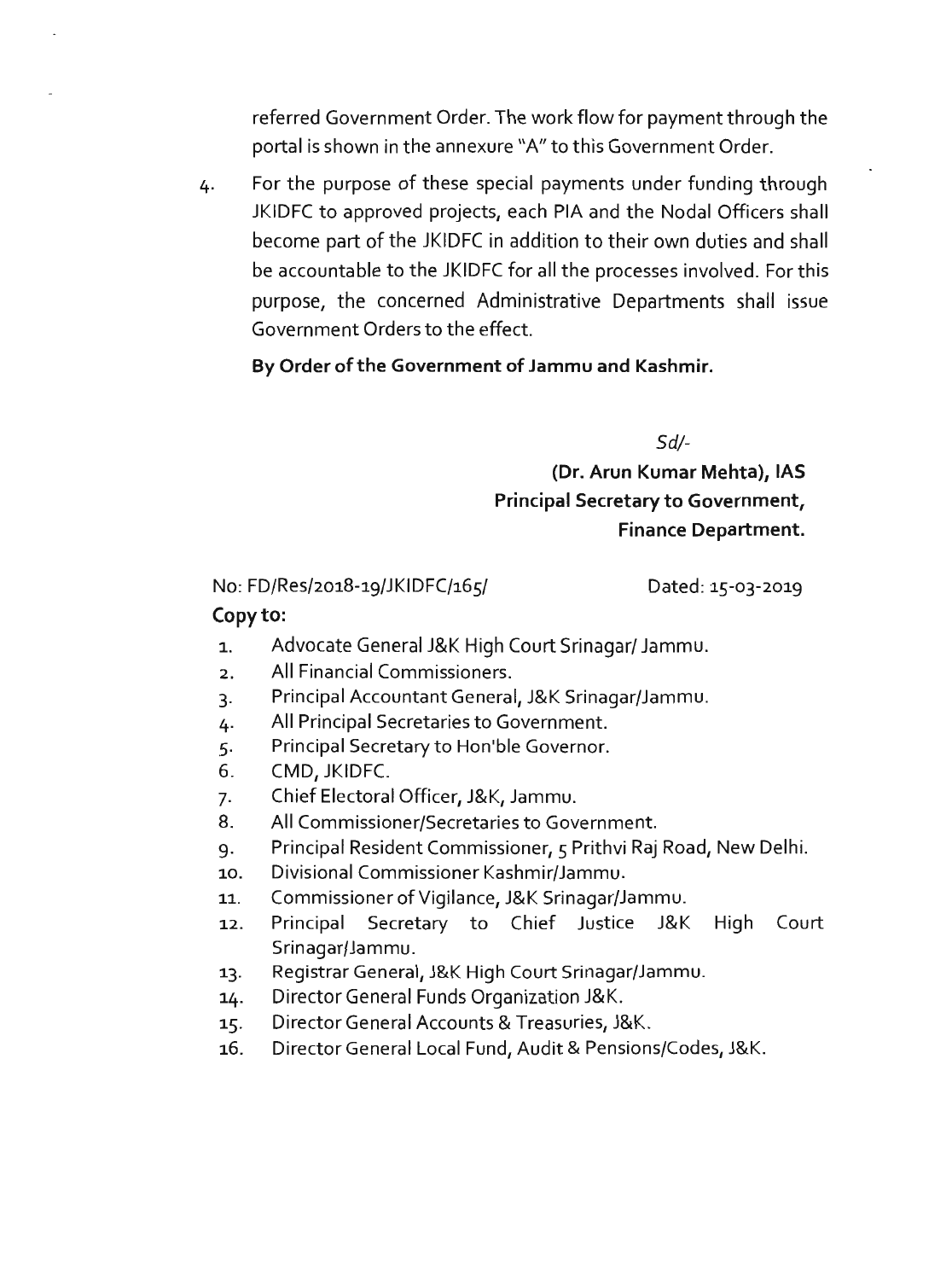referred Government Order. The work flow for payment through the portal is shown in the annexure "A" to this Government Order.

4. For the purpose of these special payments under funding through JKIDFC to approved projects, each PIA and the Nodal Officers shall become part of the JKIDFC in addition to their own duties and shall be accountable to the JKIDFC for all the processes involved. For this purpose, the concerned Administrative Departments shall issue Government Orders to the effect.

**By Order of the Government of Jammu and Kashmir.**

*Sd/-*

**(Dr. Arun Kumar Mehta), IAS**
**Principal Secretary to Government,**
**Finance Department.**

No: FD/Res/2018-19/JKIDFC/165/ Dated: 15-03-2019

**Copy to:**

1. Advocate General J&K High Court Srinagar/ Jammu.
2. All Financial Commissioners.
3. Principal Accountant General, J&K Srinagar/Jammu.
4. All Principal Secretaries to Government.
5. Principal Secretary to Hon'ble Governor.
6. CMD, JKIDFC.
7. Chief Electoral Officer, J&K, Jammu.
8. All Commissioner/Secretaries to Government.
9. Principal Resident Commissioner, 5 Prithvi Raj Road, New Delhi.
10. Divisional Commissioner Kashmir/Jammu.
11. Commissioner of Vigilance, J&K Srinagar/Jammu.
12. Principal Secretary to Chief Justice J&K High Court Srinagar/Jammu.
13. Registrar General, J&K High Court Srinagar/Jammu.
14. Director General Funds Organization J&K.
15. Director General Accounts & Treasuries, J&K.
16. Director General Local Fund, Audit & Pensions/Codes, J&K.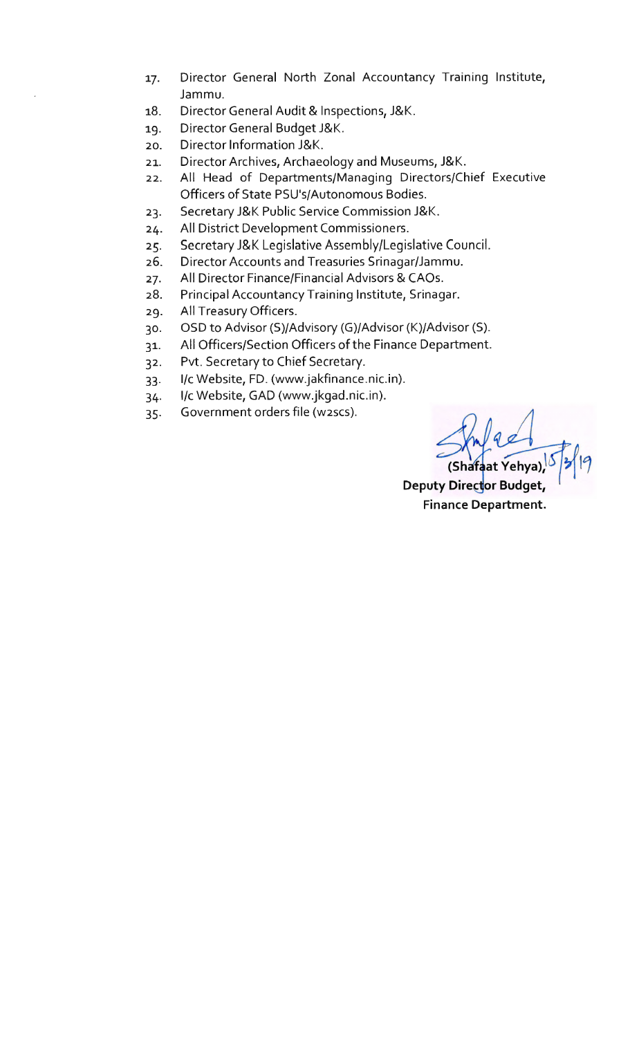17. Director General North Zonal Accountancy Training Institute, Jammu.
18. Director General Audit & Inspections, J&K.
19. Director General Budget J&K.
20. Director Information J&K.
21. Director Archives, Archaeology and Museums, J&K.
22. All Head of Departments/Managing Directors/Chief Executive Officers of State PSU's/Autonomous Bodies.
23. Secretary J&K Public Service Commission J&K.
24. All District Development Commissioners.
25. Secretary J&K Legislative Assembly/Legislative Council.
26. Director Accounts and Treasuries Srinagar/Jammu.
27. All Director Finance/Financial Advisors & CAOs.
28. Principal Accountancy Training Institute, Srinagar.
29. All Treasury Officers.
30. OSD to Advisor (S)/Advisory (G)/Advisor (K)/Advisor (S).
31. All Officers/Section Officers of the Finance Department.
32. Pvt. Secretary to Chief Secretary.
33. I/c Website, FD. (www.jakfinance.nic.in).
34. I/c Website, GAD (www.jkgad.nic.in).
35. Government orders file (w2scs).

15/3/19

**(Shafaat Yehya),**
**Deputy Director Budget,**
**Finance Department.**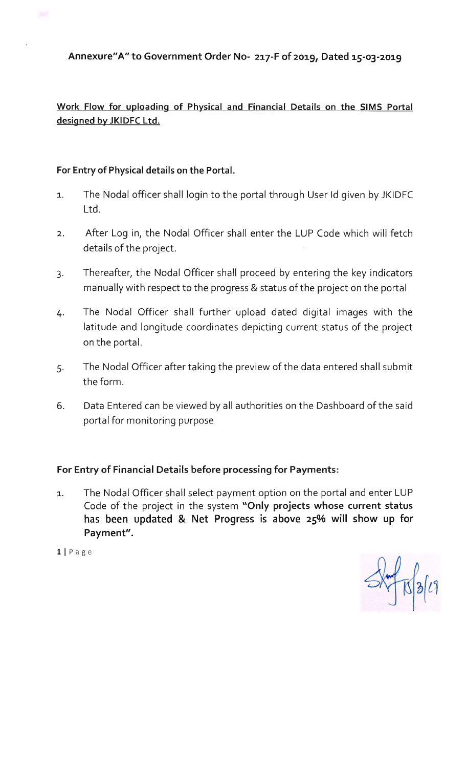**Annexure"A" to Government Order No- 217-F of 2019, Dated 15-03-2019**

**<u>Work Flow for uploading of Physical and Financial Details on the SIMS Portal designed by JKIDFC Ltd.</u>**

**For Entry of Physical details on the Portal.**

1. The Nodal officer shall login to the portal through User Id given by JKIDFC Ltd.

2. After Log in, the Nodal Officer shall enter the LUP Code which will fetch details of the project.

3. Thereafter, the Nodal Officer shall proceed by entering the key indicators manually with respect to the progress & status of the project on the portal

4. The Nodal Officer shall further upload dated digital images with the latitude and longitude coordinates depicting current status of the project on the portal.

5. The Nodal Officer after taking the preview of the data entered shall submit the form.

6. Data Entered can be viewed by all authorities on the Dashboard of the said portal for monitoring purpose

**For Entry of Financial Details before processing for Payments:**

1. The Nodal Officer shall select payment option on the portal and enter LUP Code of the project in the system **"Only projects whose current status has been updated & Net Progress is above 25% will show up for Payment".**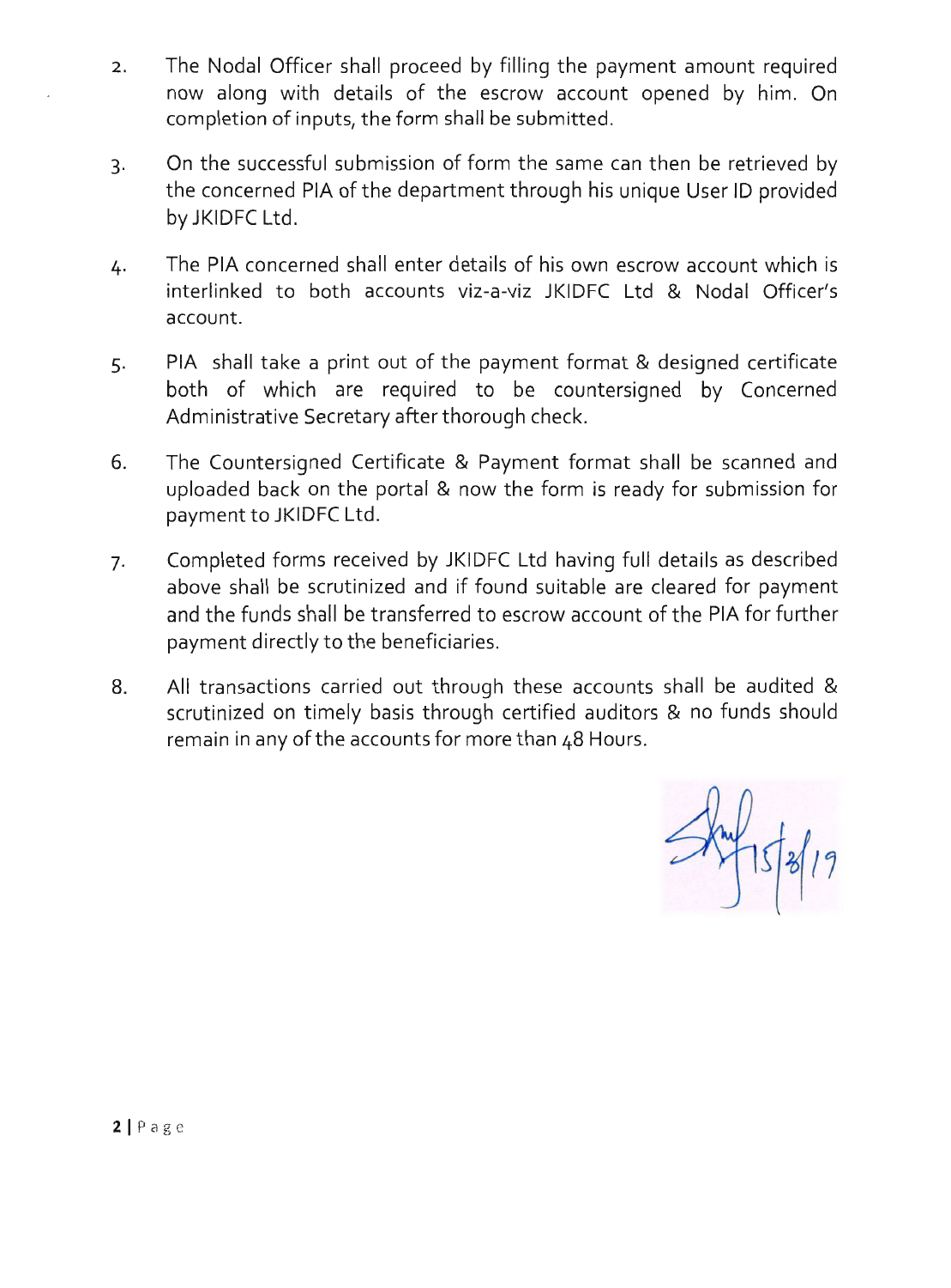2. The Nodal Officer shall proceed by filling the payment amount required now along with details of the escrow account opened by him. On completion of inputs, the form shall be submitted.

3. On the successful submission of form the same can then be retrieved by the concerned PIA of the department through his unique User ID provided by JKIDFC Ltd.

4. The PIA concerned shall enter details of his own escrow account which is interlinked to both accounts viz-a-viz JKIDFC Ltd & Nodal Officer's account.

5. PIA shall take a print out of the payment format & designed certificate both of which are required to be countersigned by Concerned Administrative Secretary after thorough check.

6. The Countersigned Certificate & Payment format shall be scanned and uploaded back on the portal & now the form is ready for submission for payment to JKIDFC Ltd.

7. Completed forms received by JKIDFC Ltd having full details as described above shall be scrutinized and if found suitable are cleared for payment and the funds shall be transferred to escrow account of the PIA for further payment directly to the beneficiaries.

8. All transactions carried out through these accounts shall be audited & scrutinized on timely basis through certified auditors & no funds should remain in any of the accounts for more than 48 Hours.

15/3/19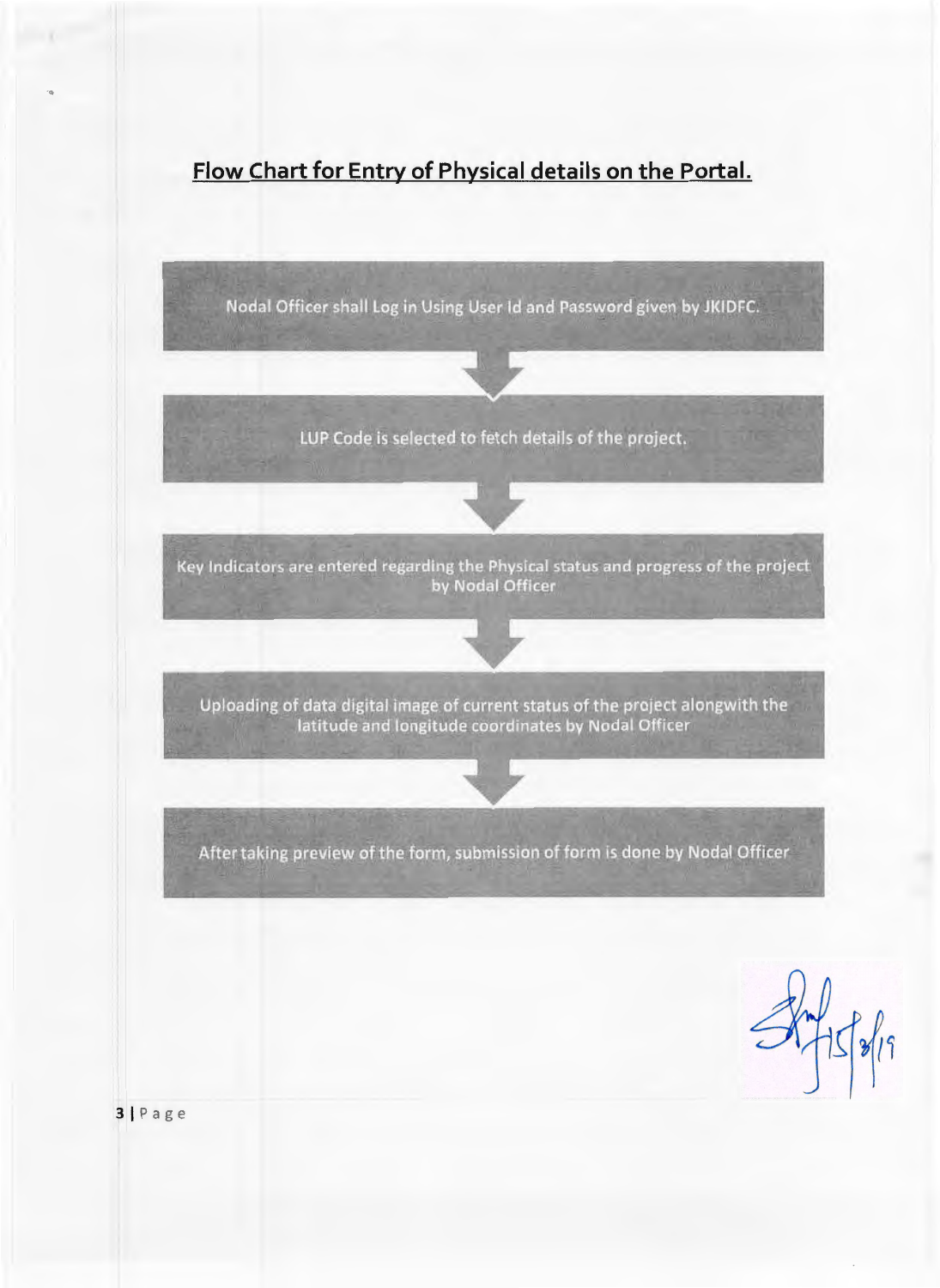## Flow Chart for Entry of Physical details on the Portal.

Nodal Officer shall Log in Using User Id and Password given by JKIDFC.

↓

LUP Code is selected to fetch details of the project.

↓

Key Indicators are entered regarding the Physical status and progress of the project by Nodal Officer

↓

Uploading of data digital image of current status of the project alongwith the latitude and longitude coordinates by Nodal Officer

↓

After taking preview of the form, submission of form is done by Nodal Officer

15/3/19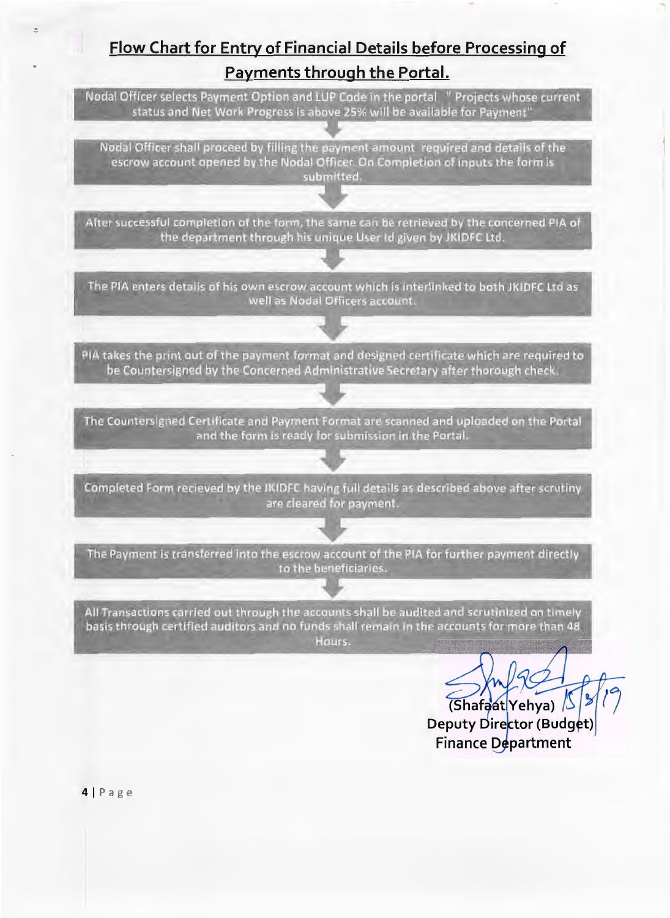# Flow Chart for Entry of Financial Details before Processing of Payments through the Portal.

Nodal Officer selects Payment Option and LUP Code in the portal " Projects whose current status and Net Work Progress is above 25% will be available for Payment"

↓

Nodal Officer shall proceed by filling the payment amount required and details of the escrow account opened by the Nodal Officer. On Completion of inputs the form is submitted.

↓

After successful completion of the form, the same can be retrieved by the concerned PIA of the department through his unique User Id given by JKIDFC Ltd.

↓

The PIA enters details of his own escrow account which is interlinked to both JKIDFC Ltd as well as Nodal Officers account.

↓

PIA takes the print out of the payment format and designed certificate which are required to be Countersigned by the Concerned Administrative Secretary after thorough check.

↓

The Countersigned Certificate and Payment Format are scanned and uploaded on the Portal and the form is ready for submission in the Portal.

↓

Completed Form recieved by the JKIDFC having full details as described above after scrutiny are cleared for payment.

↓

The Payment is transferred into the escrow account of the PIA for further payment directly to the beneficiaries.

↓

All Transactions carried out through the accounts shall be audited and scrutinized on timely basis through certified auditors and no funds shall remain in the accounts for more than 48 Hours.

(Shafaat Yehya) 15/3/19
Deputy Director (Budget)
Finance Department